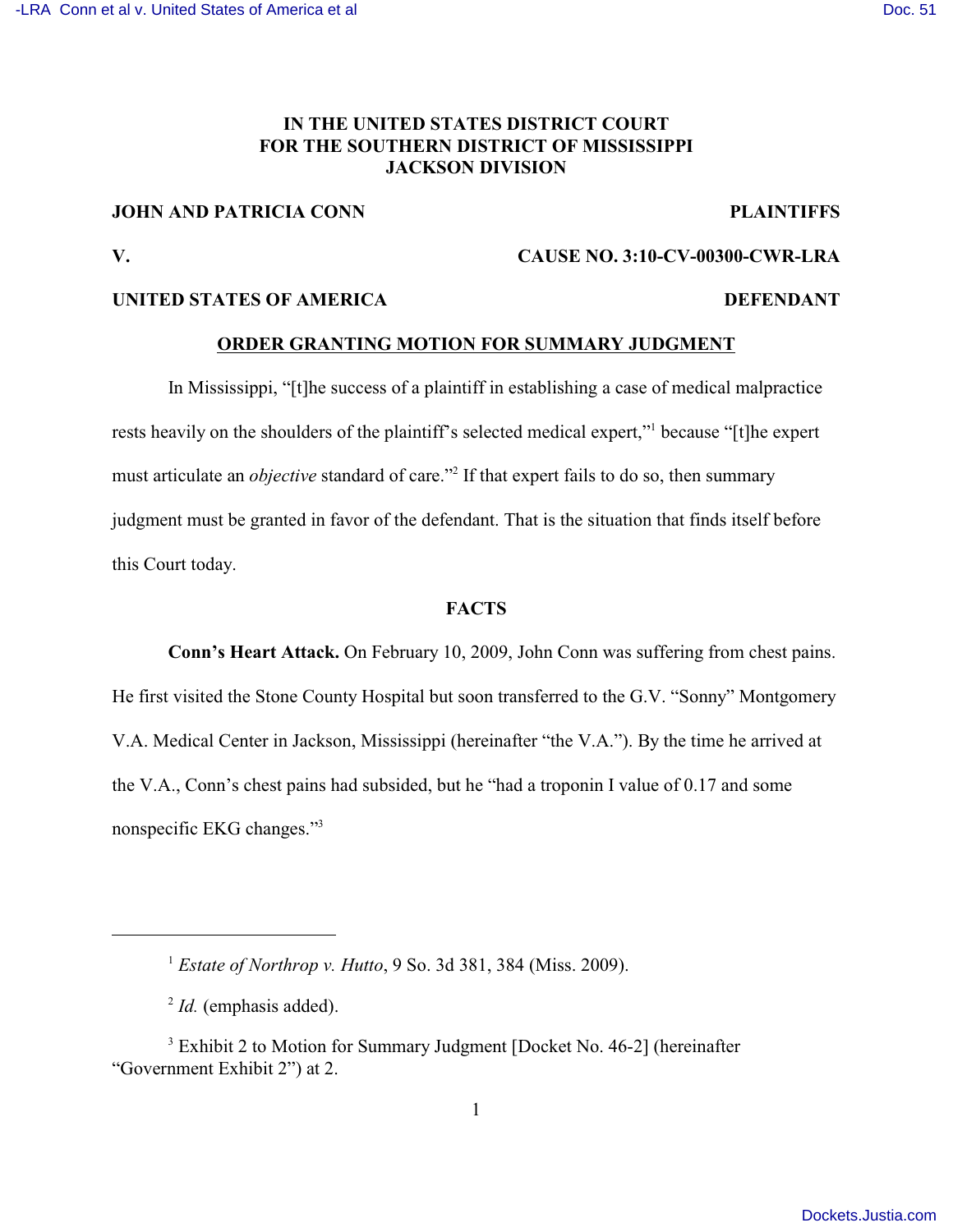**IN THE UNITED STATES DISTRICT COURT**
**FOR THE SOUTHERN DISTRICT OF MISSISSIPPI**
**JACKSON DIVISION**

**JOHN AND PATRICIA CONN** **PLAINTIFFS**

**V.** **CAUSE NO. 3:10-CV-00300-CWR-LRA**

**UNITED STATES OF AMERICA** **DEFENDANT**

## ORDER GRANTING MOTION FOR SUMMARY JUDGMENT

In Mississippi, "[t]he success of a plaintiff in establishing a case of medical malpractice rests heavily on the shoulders of the plaintiff's selected medical expert,"[1] because "[t]he expert must articulate an *objective* standard of care."[2] If that expert fails to do so, then summary judgment must be granted in favor of the defendant. That is the situation that finds itself before this Court today.

## FACTS

**Conn's Heart Attack.** On February 10, 2009, John Conn was suffering from chest pains. He first visited the Stone County Hospital but soon transferred to the G.V. "Sonny" Montgomery V.A. Medical Center in Jackson, Mississippi (hereinafter "the V.A."). By the time he arrived at the V.A., Conn's chest pains had subsided, but he "had a troponin I value of 0.17 and some nonspecific EKG changes."[3]

---

[1] *Estate of Northrop v. Hutto*, 9 So. 3d 381, 384 (Miss. 2009).

[2] *Id.* (emphasis added).

[3] Exhibit 2 to Motion for Summary Judgment [Docket No. 46-2] (hereinafter "Government Exhibit 2") at 2.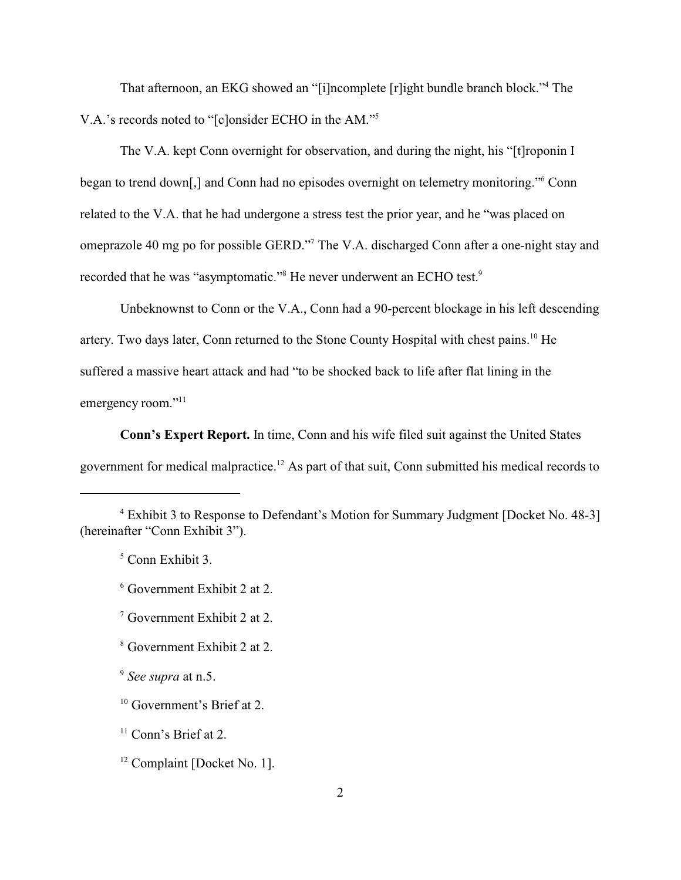That afternoon, an EKG showed an "[i]ncomplete [r]ight bundle branch block."[4] The V.A.'s records noted to "[c]onsider ECHO in the AM."[5]

The V.A. kept Conn overnight for observation, and during the night, his "[t]roponin I began to trend down[,] and Conn had no episodes overnight on telemetry monitoring."[6] Conn related to the V.A. that he had undergone a stress test the prior year, and he "was placed on omeprazole 40 mg po for possible GERD."[7] The V.A. discharged Conn after a one-night stay and recorded that he was "asymptomatic."[8] He never underwent an ECHO test.[9]

Unbeknownst to Conn or the V.A., Conn had a 90-percent blockage in his left descending artery. Two days later, Conn returned to the Stone County Hospital with chest pains.[10] He suffered a massive heart attack and had "to be shocked back to life after flat lining in the emergency room."[11]

**Conn's Expert Report.** In time, Conn and his wife filed suit against the United States government for medical malpractice.[12] As part of that suit, Conn submitted his medical records to

---

[4] Exhibit 3 to Response to Defendant's Motion for Summary Judgment [Docket No. 48-3] (hereinafter "Conn Exhibit 3").

[5] Conn Exhibit 3.

[6] Government Exhibit 2 at 2.

[7] Government Exhibit 2 at 2.

[8] Government Exhibit 2 at 2.

[9] *See supra* at n.5.

[10] Government's Brief at 2.

[11] Conn's Brief at 2.

[12] Complaint [Docket No. 1].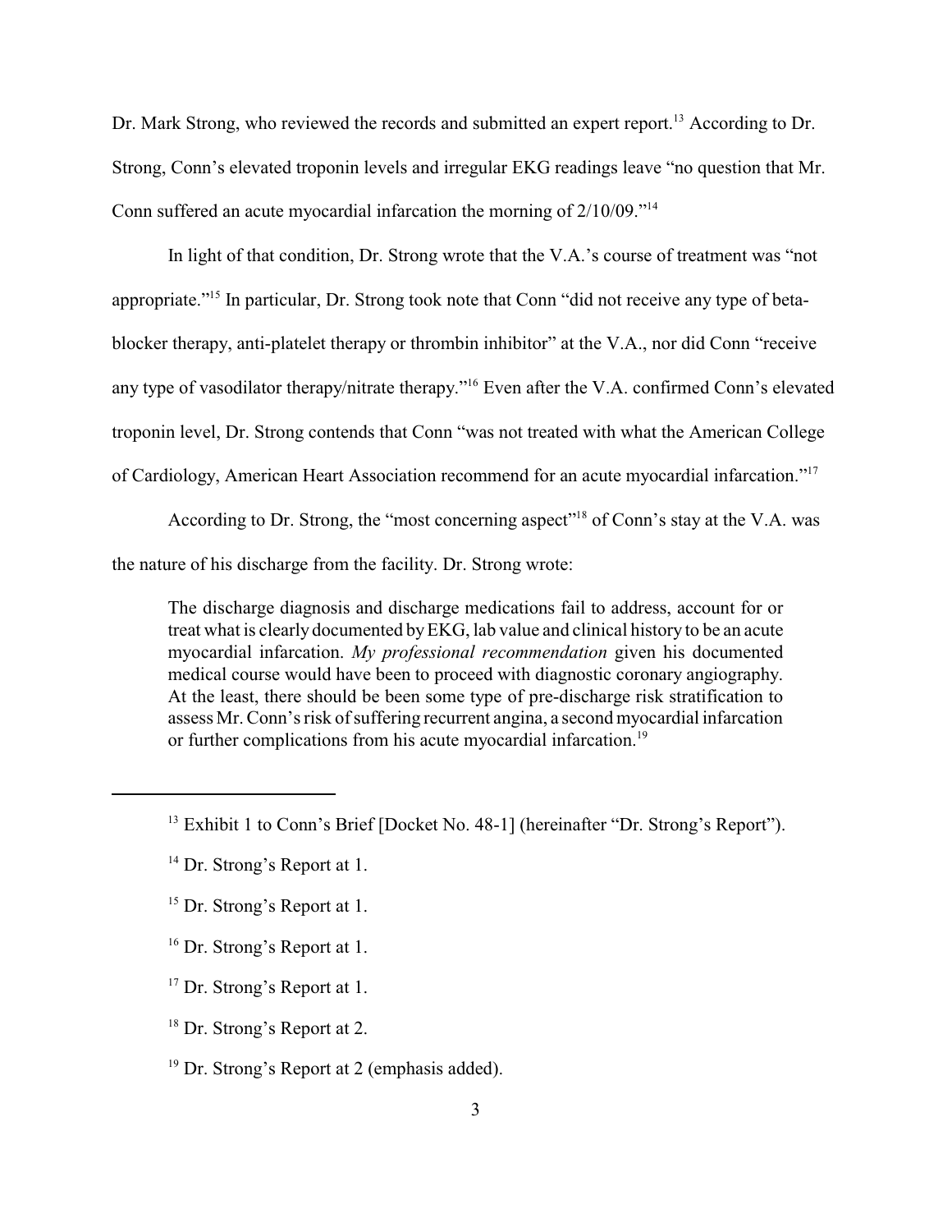Dr. Mark Strong, who reviewed the records and submitted an expert report.[13] According to Dr. Strong, Conn's elevated troponin levels and irregular EKG readings leave "no question that Mr. Conn suffered an acute myocardial infarcation the morning of 2/10/09."[14]

In light of that condition, Dr. Strong wrote that the V.A.'s course of treatment was "not appropriate."[15] In particular, Dr. Strong took note that Conn "did not receive any type of beta-blocker therapy, anti-platelet therapy or thrombin inhibitor" at the V.A., nor did Conn "receive any type of vasodilator therapy/nitrate therapy."[16] Even after the V.A. confirmed Conn's elevated troponin level, Dr. Strong contends that Conn "was not treated with what the American College of Cardiology, American Heart Association recommend for an acute myocardial infarcation."[17]

According to Dr. Strong, the "most concerning aspect"[18] of Conn's stay at the V.A. was the nature of his discharge from the facility. Dr. Strong wrote:

> The discharge diagnosis and discharge medications fail to address, account for or treat what is clearly documented by EKG, lab value and clinical history to be an acute myocardial infarcation. *My professional recommendation* given his documented medical course would have been to proceed with diagnostic coronary angiography. At the least, there should be been some type of pre-discharge risk stratification to assess Mr. Conn's risk of suffering recurrent angina, a second myocardial infarcation or further complications from his acute myocardial infarcation.[19]

---

[13] Exhibit 1 to Conn's Brief [Docket No. 48-1] (hereinafter "Dr. Strong's Report").

[14] Dr. Strong's Report at 1.

[15] Dr. Strong's Report at 1.

[16] Dr. Strong's Report at 1.

[17] Dr. Strong's Report at 1.

[18] Dr. Strong's Report at 2.

[19] Dr. Strong's Report at 2 (emphasis added).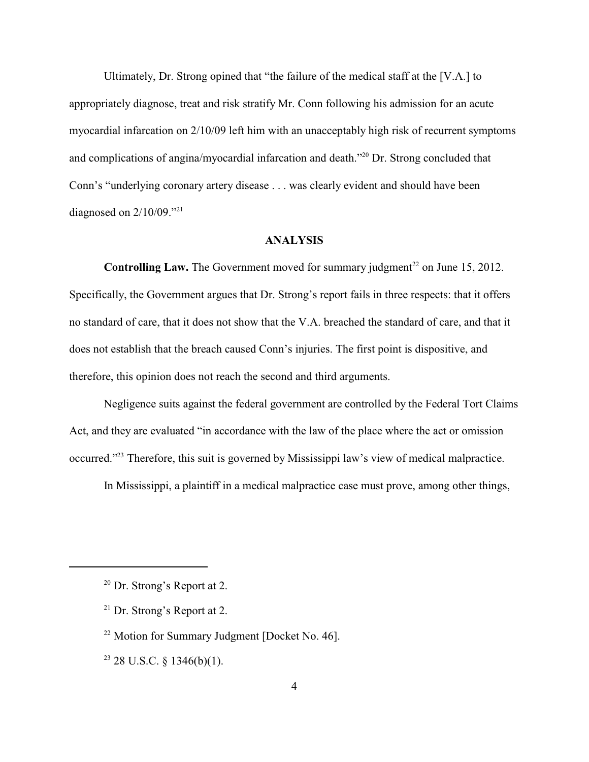Ultimately, Dr. Strong opined that "the failure of the medical staff at the [V.A.] to appropriately diagnose, treat and risk stratify Mr. Conn following his admission for an acute myocardial infarction on 2/10/09 left him with an unacceptably high risk of recurrent symptoms and complications of angina/myocardial infarction and death."[20] Dr. Strong concluded that Conn's "underlying coronary artery disease . . . was clearly evident and should have been diagnosed on 2/10/09."[21]

## ANALYSIS

**Controlling Law.** The Government moved for summary judgment[22] on June 15, 2012. Specifically, the Government argues that Dr. Strong's report fails in three respects: that it offers no standard of care, that it does not show that the V.A. breached the standard of care, and that it does not establish that the breach caused Conn's injuries. The first point is dispositive, and therefore, this opinion does not reach the second and third arguments.

Negligence suits against the federal government are controlled by the Federal Tort Claims Act, and they are evaluated "in accordance with the law of the place where the act or omission occurred."[23] Therefore, this suit is governed by Mississippi law's view of medical malpractice.

In Mississippi, a plaintiff in a medical malpractice case must prove, among other things,

---

[20] Dr. Strong's Report at 2.

[21] Dr. Strong's Report at 2.

[22] Motion for Summary Judgment [Docket No. 46].

[23] 28 U.S.C. § 1346(b)(1).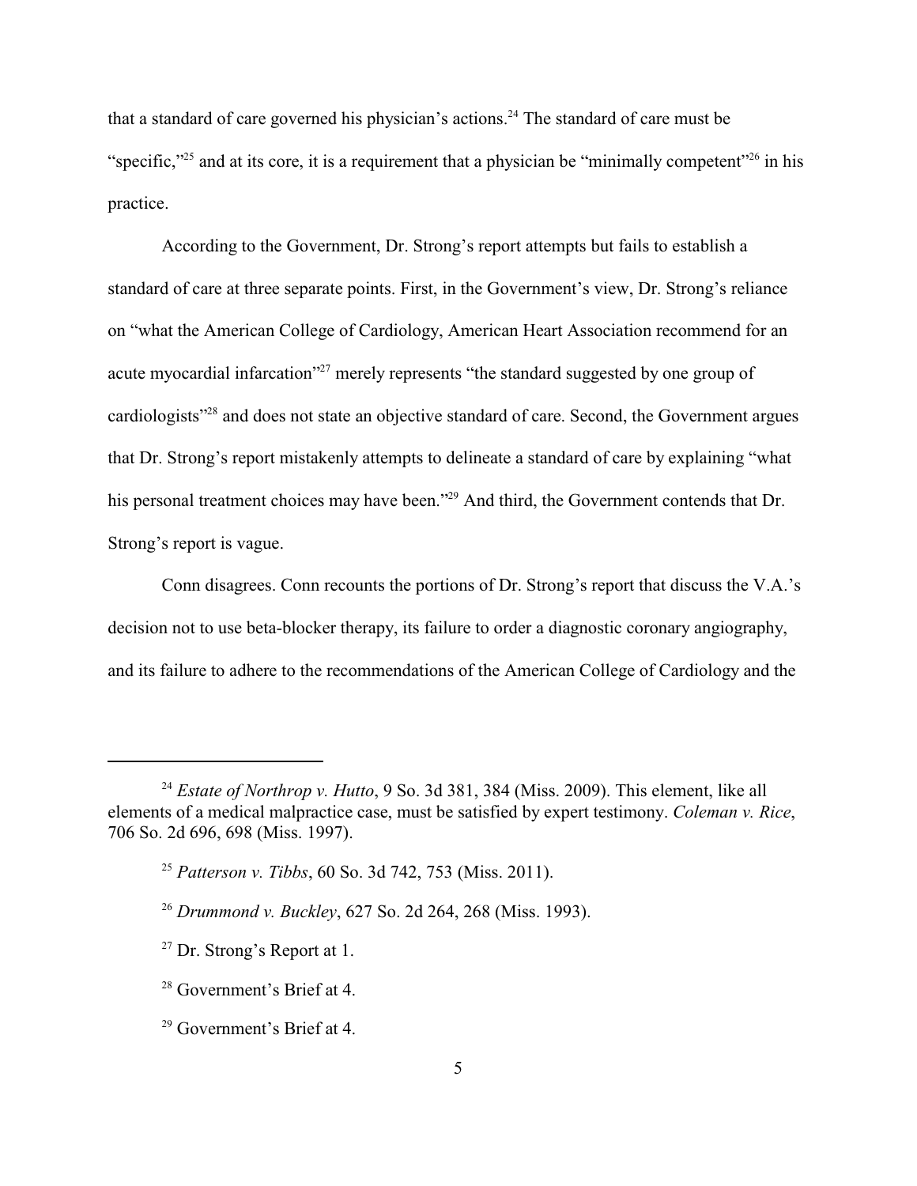that a standard of care governed his physician's actions.[24] The standard of care must be "specific,"[25] and at its core, it is a requirement that a physician be "minimally competent"[26] in his practice.

According to the Government, Dr. Strong's report attempts but fails to establish a standard of care at three separate points. First, in the Government's view, Dr. Strong's reliance on "what the American College of Cardiology, American Heart Association recommend for an acute myocardial infarction"[27] merely represents "the standard suggested by one group of cardiologists"[28] and does not state an objective standard of care. Second, the Government argues that Dr. Strong's report mistakenly attempts to delineate a standard of care by explaining "what his personal treatment choices may have been."[29] And third, the Government contends that Dr. Strong's report is vague.

Conn disagrees. Conn recounts the portions of Dr. Strong's report that discuss the V.A.'s decision not to use beta-blocker therapy, its failure to order a diagnostic coronary angiography, and its failure to adhere to the recommendations of the American College of Cardiology and the

---

[24] *Estate of Northrop v. Hutto*, 9 So. 3d 381, 384 (Miss. 2009). This element, like all elements of a medical malpractice case, must be satisfied by expert testimony. *Coleman v. Rice*, 706 So. 2d 696, 698 (Miss. 1997).

[25] *Patterson v. Tibbs*, 60 So. 3d 742, 753 (Miss. 2011).

[26] *Drummond v. Buckley*, 627 So. 2d 264, 268 (Miss. 1993).

[27] Dr. Strong's Report at 1.

[28] Government's Brief at 4.

[29] Government's Brief at 4.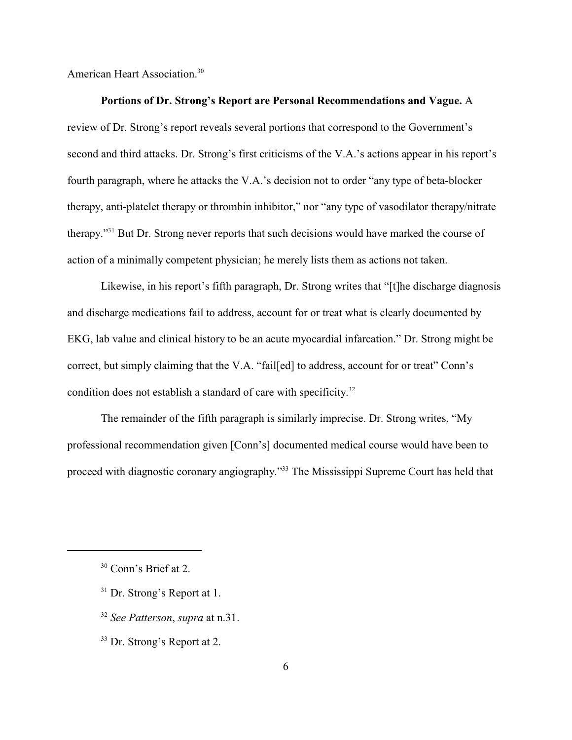American Heart Association.[30]

**Portions of Dr. Strong's Report are Personal Recommendations and Vague.** A review of Dr. Strong's report reveals several portions that correspond to the Government's second and third attacks. Dr. Strong's first criticisms of the V.A.'s actions appear in his report's fourth paragraph, where he attacks the V.A.'s decision not to order "any type of beta-blocker therapy, anti-platelet therapy or thrombin inhibitor," nor "any type of vasodilator therapy/nitrate therapy."[31] But Dr. Strong never reports that such decisions would have marked the course of action of a minimally competent physician; he merely lists them as actions not taken.

Likewise, in his report's fifth paragraph, Dr. Strong writes that "[t]he discharge diagnosis and discharge medications fail to address, account for or treat what is clearly documented by EKG, lab value and clinical history to be an acute myocardial infarcation." Dr. Strong might be correct, but simply claiming that the V.A. "fail[ed] to address, account for or treat" Conn's condition does not establish a standard of care with specificity.[32]

The remainder of the fifth paragraph is similarly imprecise. Dr. Strong writes, "My professional recommendation given [Conn's] documented medical course would have been to proceed with diagnostic coronary angiography."[33] The Mississippi Supreme Court has held that

---

[30] Conn's Brief at 2.

[31] Dr. Strong's Report at 1.

[32] *See Patterson*, *supra* at n.31.

[33] Dr. Strong's Report at 2.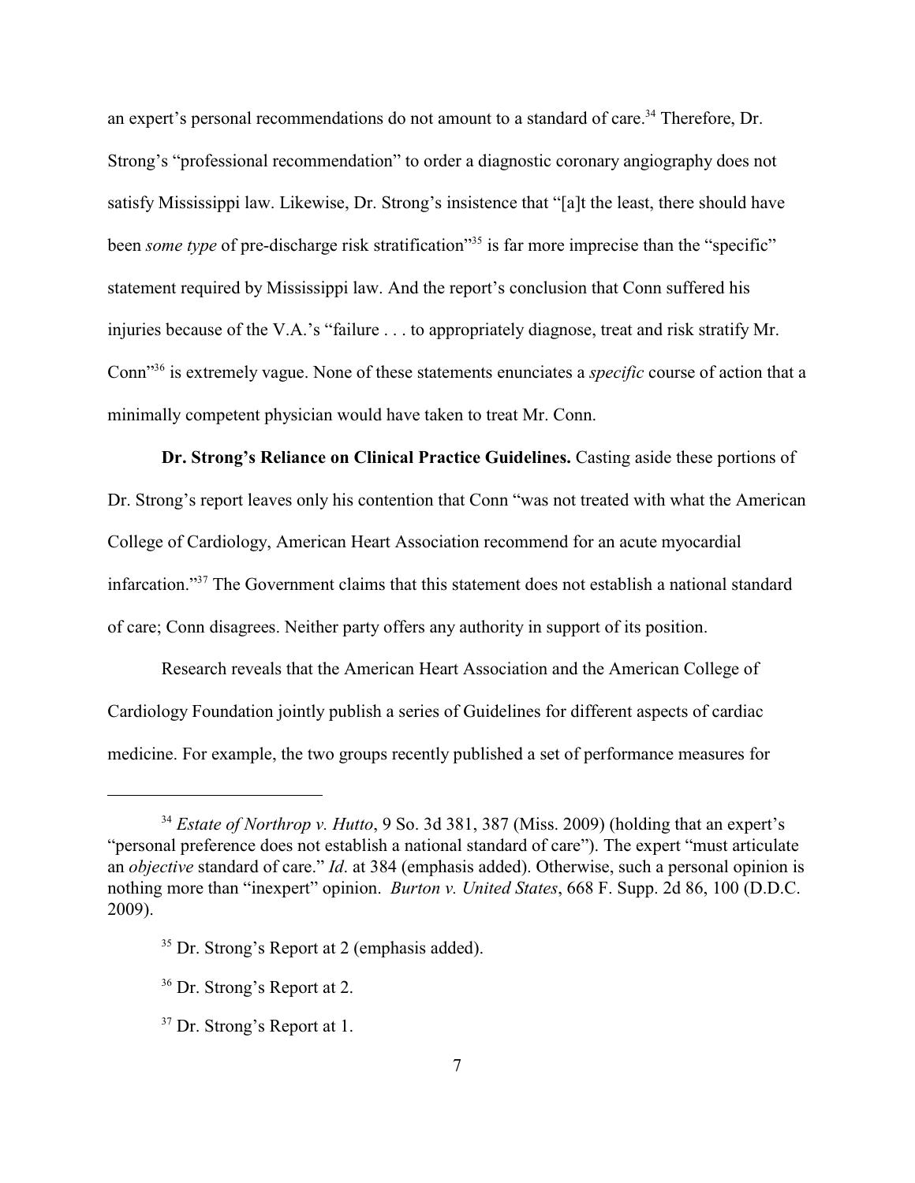an expert's personal recommendations do not amount to a standard of care.[34] Therefore, Dr. Strong's "professional recommendation" to order a diagnostic coronary angiography does not satisfy Mississippi law. Likewise, Dr. Strong's insistence that "[a]t the least, there should have been *some type* of pre-discharge risk stratification"[35] is far more imprecise than the "specific" statement required by Mississippi law. And the report's conclusion that Conn suffered his injuries because of the V.A.'s "failure . . . to appropriately diagnose, treat and risk stratify Mr. Conn"[36] is extremely vague. None of these statements enunciates a *specific* course of action that a minimally competent physician would have taken to treat Mr. Conn.

**Dr. Strong's Reliance on Clinical Practice Guidelines.** Casting aside these portions of Dr. Strong's report leaves only his contention that Conn "was not treated with what the American College of Cardiology, American Heart Association recommend for an acute myocardial infarcation."[37] The Government claims that this statement does not establish a national standard of care; Conn disagrees. Neither party offers any authority in support of its position.

Research reveals that the American Heart Association and the American College of Cardiology Foundation jointly publish a series of Guidelines for different aspects of cardiac medicine. For example, the two groups recently published a set of performance measures for

---

[34] *Estate of Northrop v. Hutto*, 9 So. 3d 381, 387 (Miss. 2009) (holding that an expert's "personal preference does not establish a national standard of care"). The expert "must articulate an *objective* standard of care." *Id*. at 384 (emphasis added). Otherwise, such a personal opinion is nothing more than "inexpert" opinion. *Burton v. United States*, 668 F. Supp. 2d 86, 100 (D.D.C. 2009).

[35] Dr. Strong's Report at 2 (emphasis added).

[36] Dr. Strong's Report at 2.

[37] Dr. Strong's Report at 1.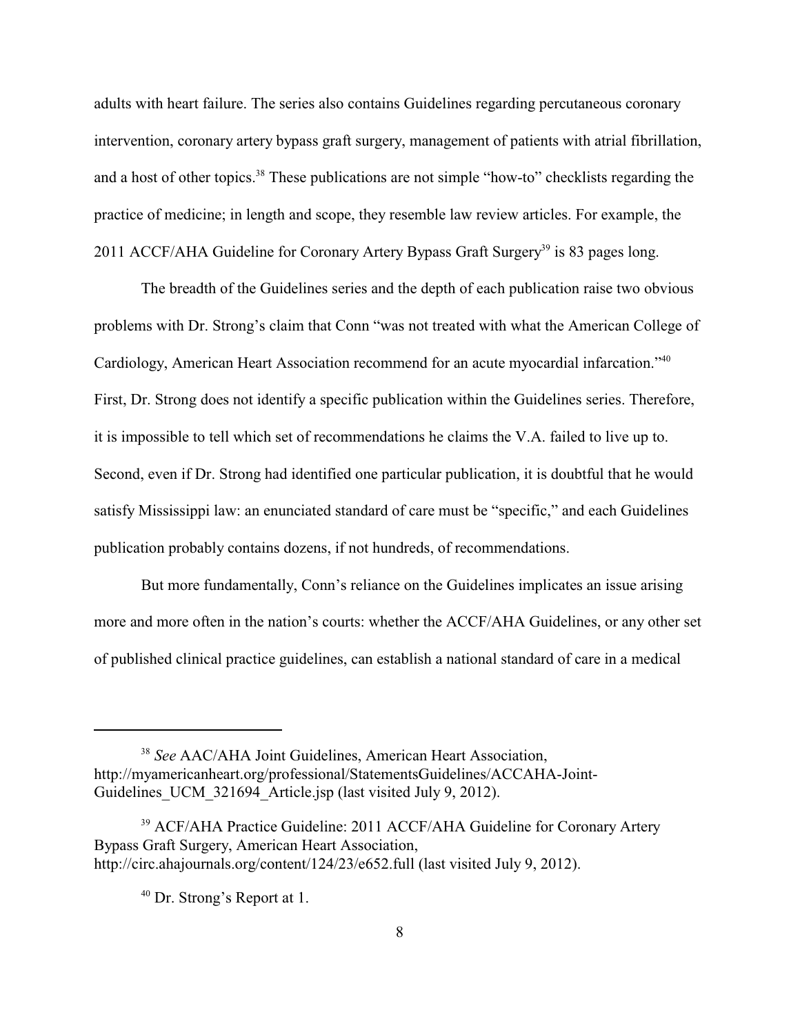adults with heart failure. The series also contains Guidelines regarding percutaneous coronary intervention, coronary artery bypass graft surgery, management of patients with atrial fibrillation, and a host of other topics.[38] These publications are not simple "how-to" checklists regarding the practice of medicine; in length and scope, they resemble law review articles. For example, the 2011 ACCF/AHA Guideline for Coronary Artery Bypass Graft Surgery[39] is 83 pages long.

The breadth of the Guidelines series and the depth of each publication raise two obvious problems with Dr. Strong's claim that Conn "was not treated with what the American College of Cardiology, American Heart Association recommend for an acute myocardial infarcation."[40] First, Dr. Strong does not identify a specific publication within the Guidelines series. Therefore, it is impossible to tell which set of recommendations he claims the V.A. failed to live up to. Second, even if Dr. Strong had identified one particular publication, it is doubtful that he would satisfy Mississippi law: an enunciated standard of care must be "specific," and each Guidelines publication probably contains dozens, if not hundreds, of recommendations.

But more fundamentally, Conn's reliance on the Guidelines implicates an issue arising more and more often in the nation's courts: whether the ACCF/AHA Guidelines, or any other set of published clinical practice guidelines, can establish a national standard of care in a medical

---

[38] *See* AAC/AHA Joint Guidelines, American Heart Association, http://myamericanheart.org/professional/StatementsGuidelines/ACCAHA-Joint-Guidelines_UCM_321694_Article.jsp (last visited July 9, 2012).

[39] ACF/AHA Practice Guideline: 2011 ACCF/AHA Guideline for Coronary Artery Bypass Graft Surgery, American Heart Association, http://circ.ahajournals.org/content/124/23/e652.full (last visited July 9, 2012).

[40] Dr. Strong's Report at 1.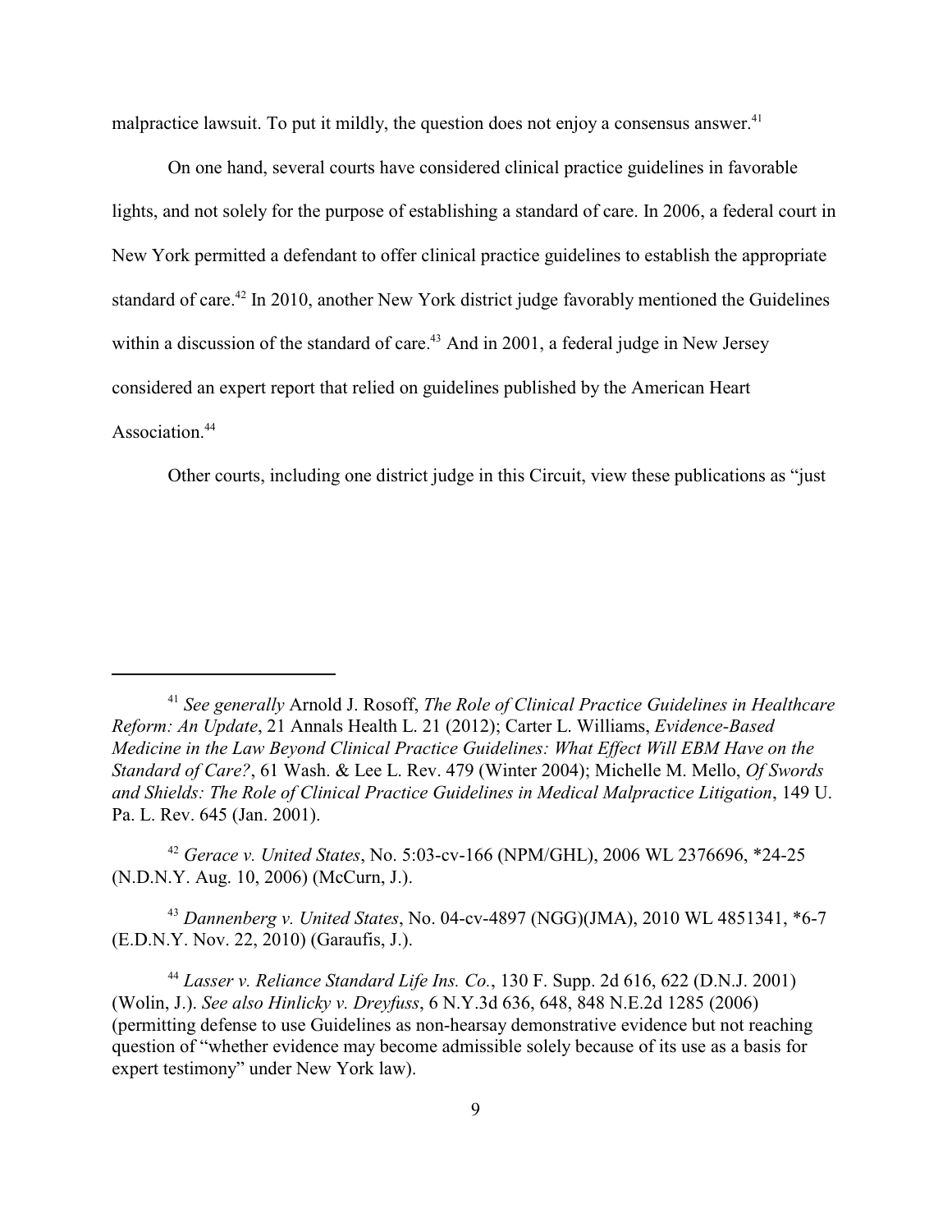malpractice lawsuit. To put it mildly, the question does not enjoy a consensus answer.[41]

On one hand, several courts have considered clinical practice guidelines in favorable lights, and not solely for the purpose of establishing a standard of care. In 2006, a federal court in New York permitted a defendant to offer clinical practice guidelines to establish the appropriate standard of care.[42] In 2010, another New York district judge favorably mentioned the Guidelines within a discussion of the standard of care.[43] And in 2001, a federal judge in New Jersey considered an expert report that relied on guidelines published by the American Heart Association.[44]

Other courts, including one district judge in this Circuit, view these publications as "just

---

[41] *See generally* Arnold J. Rosoff, *The Role of Clinical Practice Guidelines in Healthcare Reform: An Update*, 21 Annals Health L. 21 (2012); Carter L. Williams, *Evidence-Based Medicine in the Law Beyond Clinical Practice Guidelines: What Effect Will EBM Have on the Standard of Care?*, 61 Wash. & Lee L. Rev. 479 (Winter 2004); Michelle M. Mello, *Of Swords and Shields: The Role of Clinical Practice Guidelines in Medical Malpractice Litigation*, 149 U. Pa. L. Rev. 645 (Jan. 2001).

[42] *Gerace v. United States*, No. 5:03-cv-166 (NPM/GHL), 2006 WL 2376696, *24-25 (N.D.N.Y. Aug. 10, 2006) (McCurn, J.).

[43] *Dannenberg v. United States*, No. 04-cv-4897 (NGG)(JMA), 2010 WL 4851341, *6-7 (E.D.N.Y. Nov. 22, 2010) (Garaufis, J.).

[44] *Lasser v. Reliance Standard Life Ins. Co.*, 130 F. Supp. 2d 616, 622 (D.N.J. 2001) (Wolin, J.). *See also Hinlicky v. Dreyfuss*, 6 N.Y.3d 636, 648, 848 N.E.2d 1285 (2006) (permitting defense to use Guidelines as non-hearsay demonstrative evidence but not reaching question of "whether evidence may become admissible solely because of its use as a basis for expert testimony" under New York law).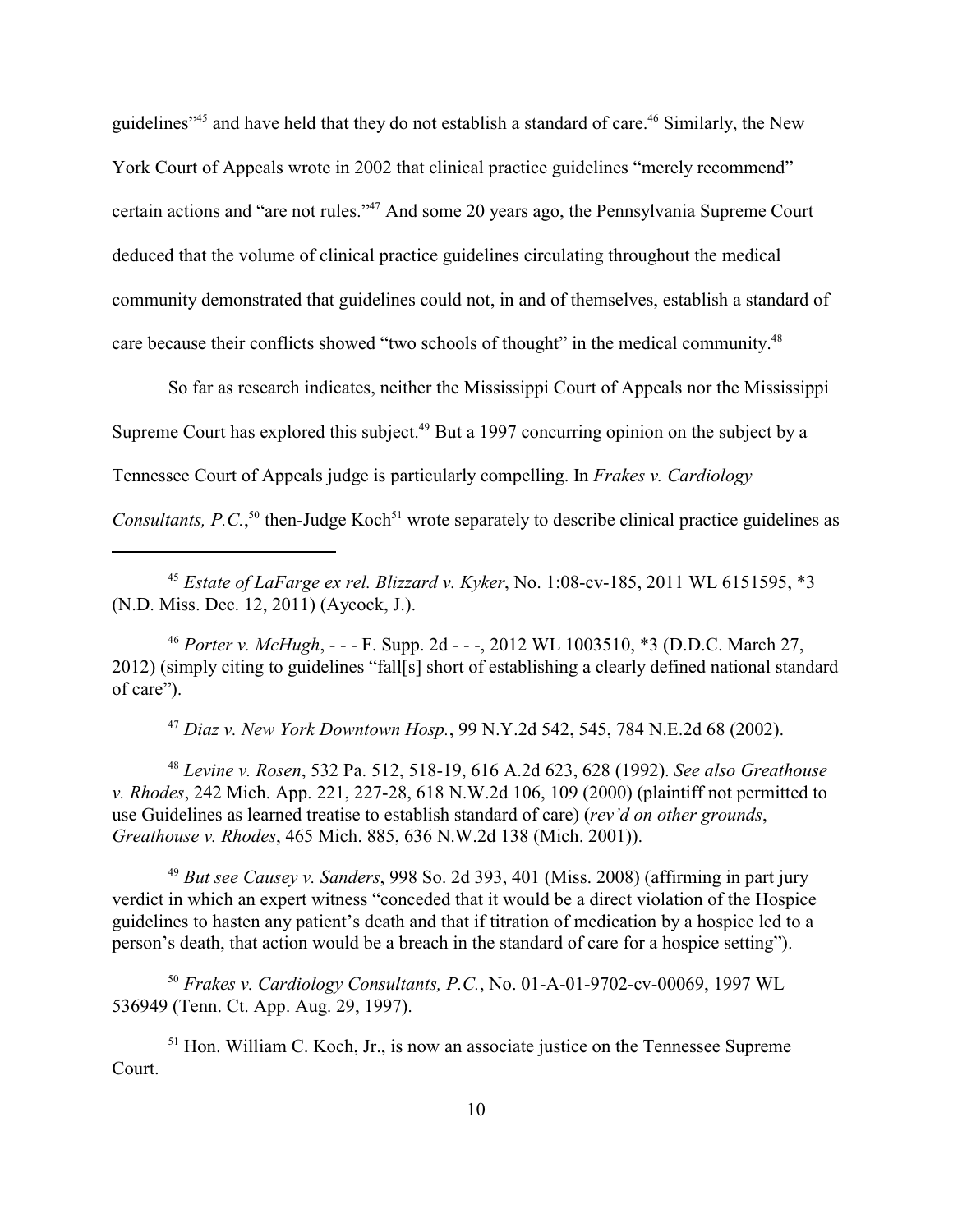guidelines"[45] and have held that they do not establish a standard of care.[46] Similarly, the New York Court of Appeals wrote in 2002 that clinical practice guidelines "merely recommend" certain actions and "are not rules."[47] And some 20 years ago, the Pennsylvania Supreme Court deduced that the volume of clinical practice guidelines circulating throughout the medical community demonstrated that guidelines could not, in and of themselves, establish a standard of care because their conflicts showed "two schools of thought" in the medical community.[48]

So far as research indicates, neither the Mississippi Court of Appeals nor the Mississippi Supreme Court has explored this subject.[49] But a 1997 concurring opinion on the subject by a Tennessee Court of Appeals judge is particularly compelling. In *Frakes v. Cardiology Consultants, P.C.*,[50] then-Judge Koch[51] wrote separately to describe clinical practice guidelines as

---

[45] *Estate of LaFarge ex rel. Blizzard v. Kyker*, No. 1:08-cv-185, 2011 WL 6151595, *3 (N.D. Miss. Dec. 12, 2011) (Aycock, J.).

[46] *Porter v. McHugh*, - - - F. Supp. 2d - - -, 2012 WL 1003510, *3 (D.D.C. March 27, 2012) (simply citing to guidelines "fall[s] short of establishing a clearly defined national standard of care").

[47] *Diaz v. New York Downtown Hosp.*, 99 N.Y.2d 542, 545, 784 N.E.2d 68 (2002).

[48] *Levine v. Rosen*, 532 Pa. 512, 518-19, 616 A.2d 623, 628 (1992). *See also Greathouse v. Rhodes*, 242 Mich. App. 221, 227-28, 618 N.W.2d 106, 109 (2000) (plaintiff not permitted to use Guidelines as learned treatise to establish standard of care) (*rev'd on other grounds*, *Greathouse v. Rhodes*, 465 Mich. 885, 636 N.W.2d 138 (Mich. 2001)).

[49] *But see Causey v. Sanders*, 998 So. 2d 393, 401 (Miss. 2008) (affirming in part jury verdict in which an expert witness "conceded that it would be a direct violation of the Hospice guidelines to hasten any patient's death and that if titration of medication by a hospice led to a person's death, that action would be a breach in the standard of care for a hospice setting").

[50] *Frakes v. Cardiology Consultants, P.C.*, No. 01-A-01-9702-cv-00069, 1997 WL 536949 (Tenn. Ct. App. Aug. 29, 1997).

[51] Hon. William C. Koch, Jr., is now an associate justice on the Tennessee Supreme Court.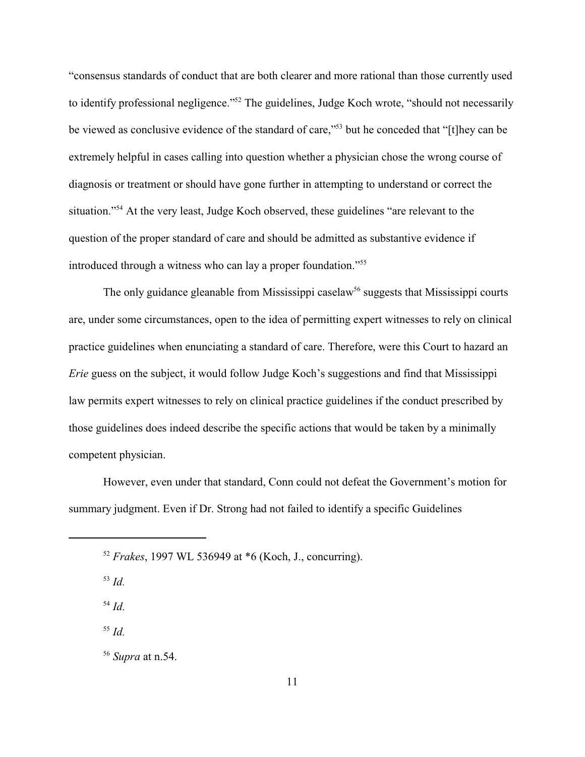"consensus standards of conduct that are both clearer and more rational than those currently used to identify professional negligence."[52] The guidelines, Judge Koch wrote, "should not necessarily be viewed as conclusive evidence of the standard of care,"[53] but he conceded that "[t]hey can be extremely helpful in cases calling into question whether a physician chose the wrong course of diagnosis or treatment or should have gone further in attempting to understand or correct the situation."[54] At the very least, Judge Koch observed, these guidelines "are relevant to the question of the proper standard of care and should be admitted as substantive evidence if introduced through a witness who can lay a proper foundation."[55]

The only guidance gleanable from Mississippi caselaw[56] suggests that Mississippi courts are, under some circumstances, open to the idea of permitting expert witnesses to rely on clinical practice guidelines when enunciating a standard of care. Therefore, were this Court to hazard an *Erie* guess on the subject, it would follow Judge Koch's suggestions and find that Mississippi law permits expert witnesses to rely on clinical practice guidelines if the conduct prescribed by those guidelines does indeed describe the specific actions that would be taken by a minimally competent physician.

However, even under that standard, Conn could not defeat the Government's motion for summary judgment. Even if Dr. Strong had not failed to identify a specific Guidelines

---

[52] *Frakes*, 1997 WL 536949 at *6 (Koch, J., concurring).

[53] *Id.*

[54] *Id.*

[55] *Id.*

[56] *Supra* at n.54.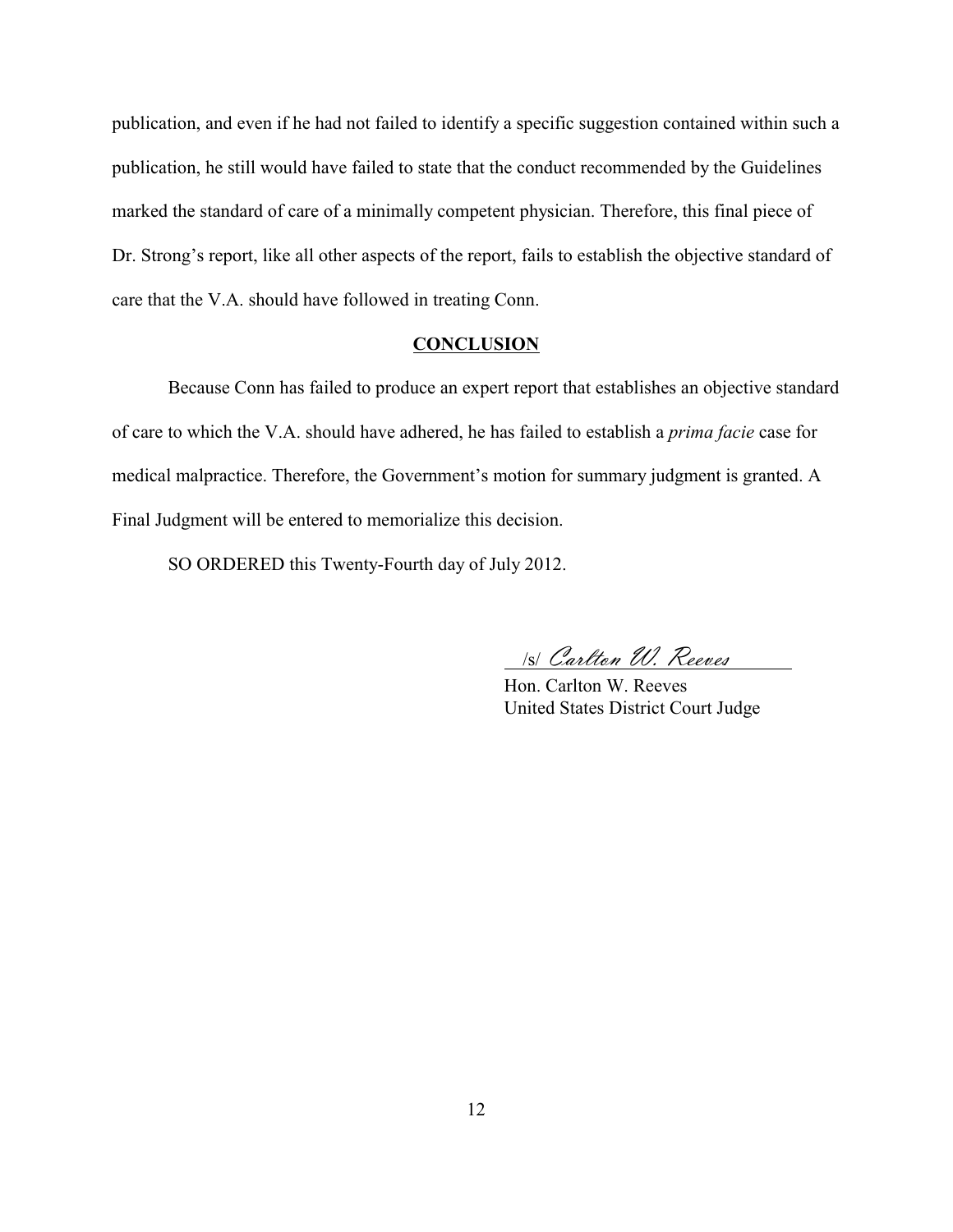publication, and even if he had not failed to identify a specific suggestion contained within such a publication, he still would have failed to state that the conduct recommended by the Guidelines marked the standard of care of a minimally competent physician. Therefore, this final piece of Dr. Strong's report, like all other aspects of the report, fails to establish the objective standard of care that the V.A. should have followed in treating Conn.

## CONCLUSION

Because Conn has failed to produce an expert report that establishes an objective standard of care to which the V.A. should have adhered, he has failed to establish a *prima facie* case for medical malpractice. Therefore, the Government's motion for summary judgment is granted. A Final Judgment will be entered to memorialize this decision.

SO ORDERED this Twenty-Fourth day of July 2012.

/s/ *Carlton W. Reeves*

Hon. Carlton W. Reeves
United States District Court Judge